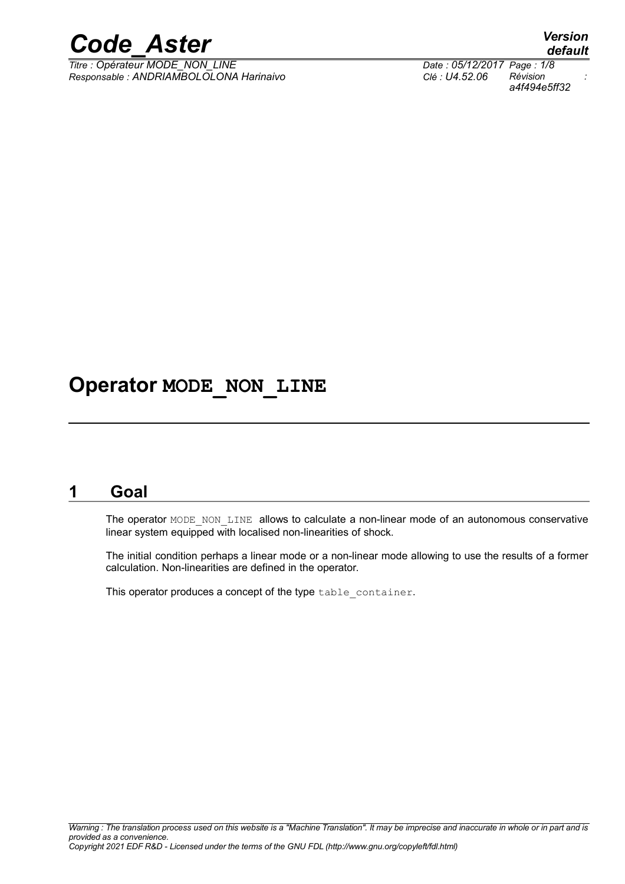# Operator MODE_NON_LINE

## 1 Goal

The operator MODE_NON_LINE allows to calculate a non-linear mode of an autonomous conservative linear system equipped with localised non-linearities of shock.

The initial condition perhaps a linear mode or a non-linear mode allowing to use the results of a former calculation. Non-linearities are defined in the operator.

This operator produces a concept of the type table_container.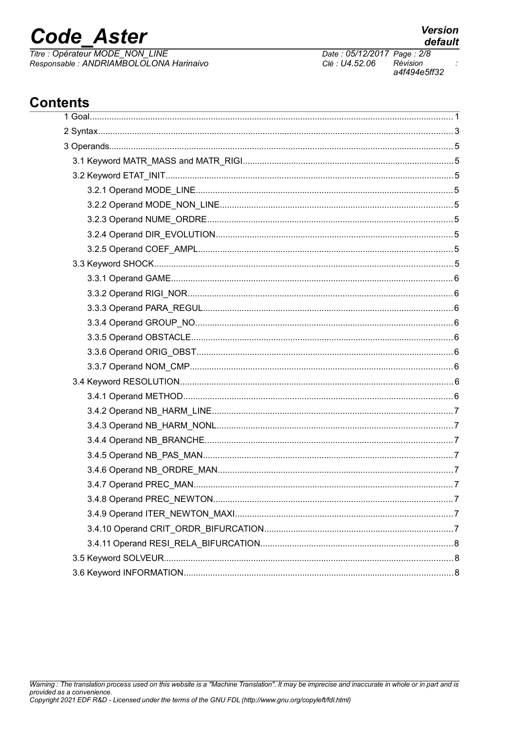## Contents

1 Goal....1
2 Syntax....3
3 Operands....5
  3.1 Keyword MATR_MASS and MATR_RIGI....5
  3.2 Keyword ETAT_INIT....5
    3.2.1 Operand MODE_LINE....5
    3.2.2 Operand MODE_NON_LINE....5
    3.2.3 Operand NUME_ORDRE....5
    3.2.4 Operand DIR_EVOLUTION....5
    3.2.5 Operand COEF_AMPL....5
  3.3 Keyword SHOCK....5
    3.3.1 Operand GAME....6
    3.3.2 Operand RIGI_NOR....6
    3.3.3 Operand PARA_REGUL....6
    3.3.4 Operand GROUP_NO....6
    3.3.5 Operand OBSTACLE....6
    3.3.6 Operand ORIG_OBST....6
    3.3.7 Operand NOM_CMP....6
  3.4 Keyword RESOLUTION....6
    3.4.1 Operand METHOD....6
    3.4.2 Operand NB_HARM_LINE....7
    3.4.3 Operand NB_HARM_NONL....7
    3.4.4 Operand NB_BRANCHE....7
    3.4.5 Operand NB_PAS_MAN....7
    3.4.6 Operand NB_ORDRE_MAN....7
    3.4.7 Operand PREC_MAN....7
    3.4.8 Operand PREC_NEWTON....7
    3.4.9 Operand ITER_NEWTON_MAXI....7
    3.4.10 Operand CRIT_ORDR_BIFURCATION....7
    3.4.11 Operand RESI_RELA_BIFURCATION....8
  3.5 Keyword SOLVEUR....8
  3.6 Keyword INFORMATION....8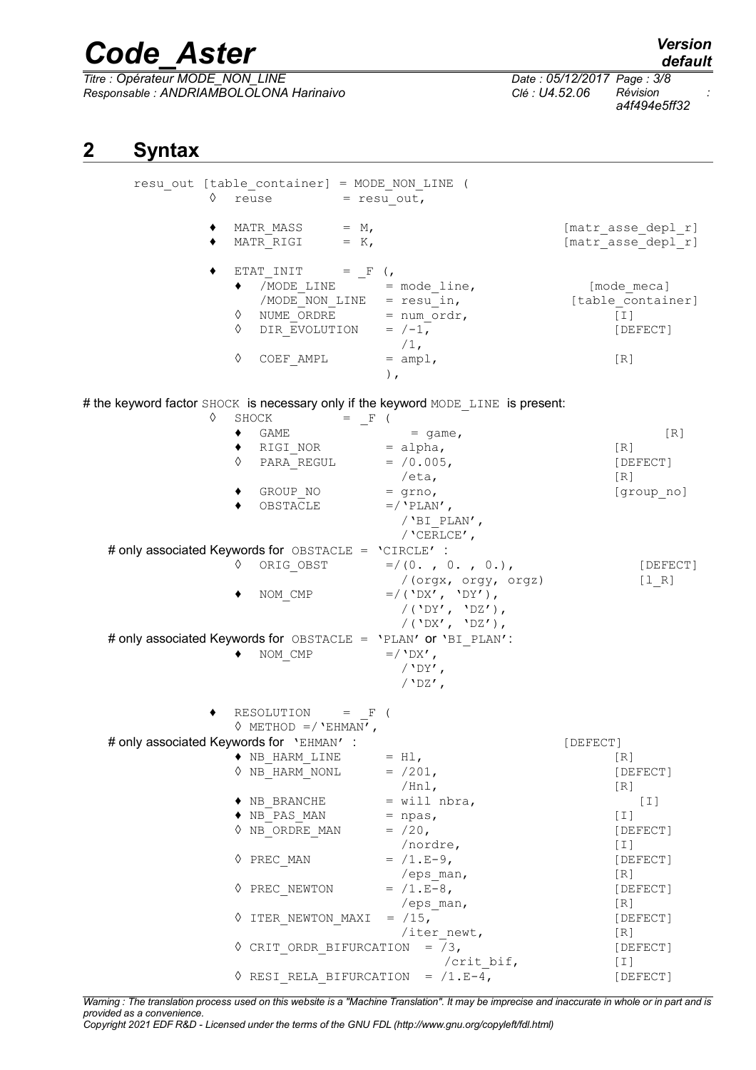## 2 Syntax

```
resu_out [table_container] = MODE_NON_LINE (
        ◊  reuse          = resu_out,

        ♦  MATR_MASS      = M,                              [matr_asse_depl_r]
        ♦  MATR_RIGI      = K,                              [matr_asse_depl_r]

        ♦  ETAT_INIT      = _F (,
              ♦  /MODE_LINE       = mode_line,              [mode_meca]
                 /MODE_NON_LINE   = resu_in,                [table_container]
              ◊  NUME_ORDRE       = num_ordr,               [I]
              ◊  DIR_EVOLUTION    = /-1,                    [DEFECT]
                                    /1,
              ◊  COEF_AMPL        = ampl,                   [R]
                                    ),
```

# the keyword factor SHOCK is necessary only if the keyword MODE_LINE is present:

```
        ◊  SHOCK          = _F (
              ♦  GAME             = game,                   [R]
              ♦  RIGI_NOR         = alpha,                  [R]
              ◊  PARA_REGUL       = /0.005,                 [DEFECT]
                                    /eta,                   [R]
              ♦  GROUP_NO         = grno,                   [group_no]
              ♦  OBSTACLE         =/'PLAN',
                                    /'BI_PLAN',
                                    /'CERLCE',
```

# only associated Keywords for OBSTACLE = 'CIRCLE' :

```
              ◊  ORIG_OBST        =/(0. , 0. , 0.),         [DEFECT]
                                    /(orgx, orgy, orgz)     [l_R]
              ♦  NOM_CMP          =/('DX', 'DY'),
                                    /('DY', 'DZ'),
                                    /('DX', 'DZ'),
```

# only associated Keywords for OBSTACLE = 'PLAN' or 'BI_PLAN':

```
              ♦  NOM_CMP          =/'DX',
                                    /'DY',
                                    /'DZ',

        ♦  RESOLUTION     = _F (
              ◊ METHOD =/'EHMAN',
```

# only associated Keywords for 'EHMAN' : [DEFECT]

```
              ♦ NB_HARM_LINE      = Hl,                     [R]
              ◊ NB_HARM_NONL      = /201,                   [DEFECT]
                                    /Hnl,                   [R]
              ♦ NB_BRANCHE        = will nbra,              [I]
              ♦ NB_PAS_MAN        = npas,                   [I]
              ◊ NB_ORDRE_MAN      = /20,                    [DEFECT]
                                    /nordre,                [I]
              ◊ PREC_MAN          = /1.E-9,                 [DEFECT]
                                    /eps_man,               [R]
              ◊ PREC_NEWTON       = /1.E-8,                 [DEFECT]
                                    /eps_man,               [R]
              ◊ ITER_NEWTON_MAXI  = /15,                    [DEFECT]
                                    /iter_newt,             [R]
              ◊ CRIT_ORDR_BIFURCATION  = /3,                [DEFECT]
                                         /crit_bif,         [I]
              ◊ RESI_RELA_BIFURCATION  = /1.E-4,            [DEFECT]
```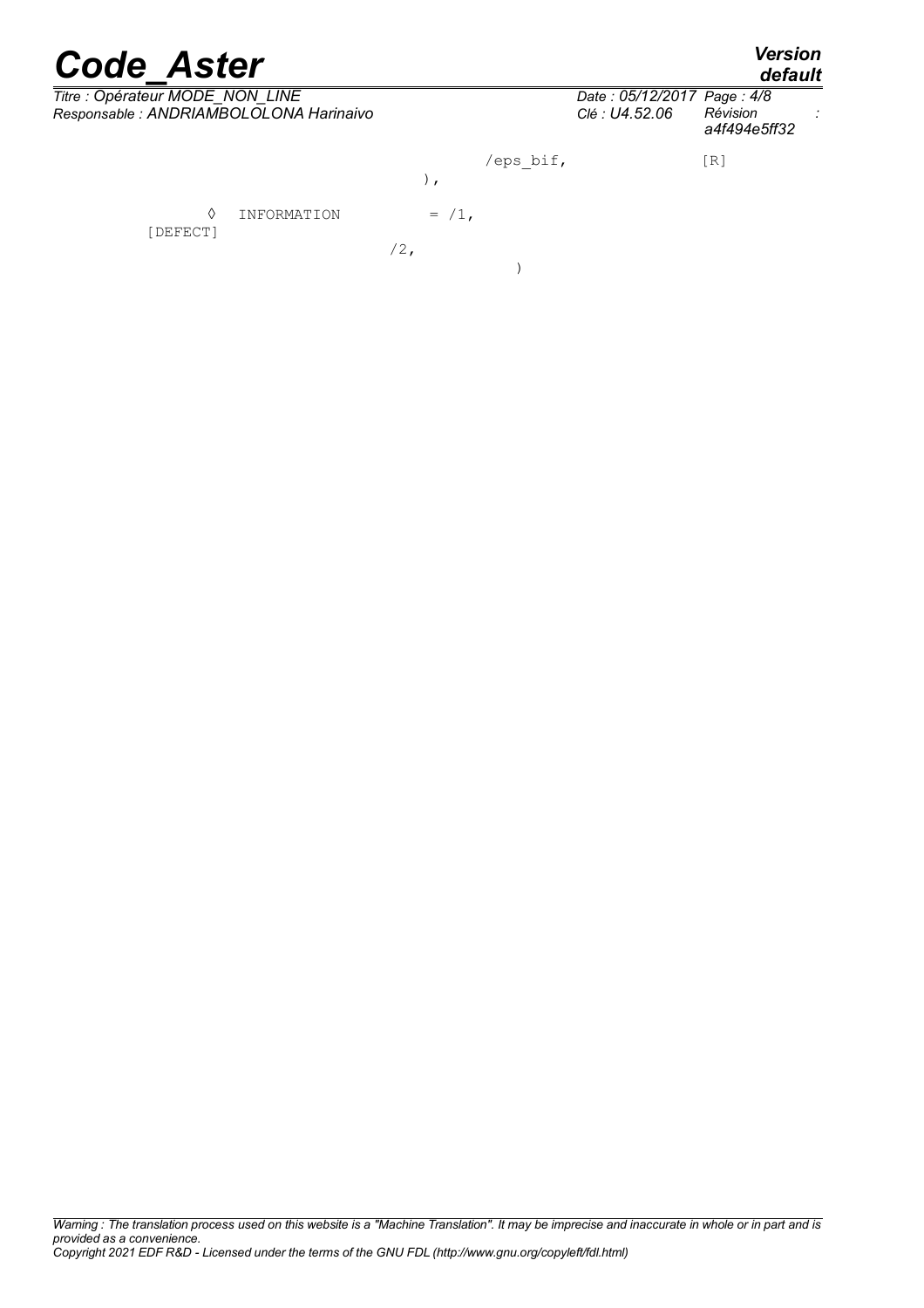```
                              /eps_bif,              [R]
                  ),

     ◊  INFORMATION      = /1,
[DEFECT]
                  /2,
                          )
```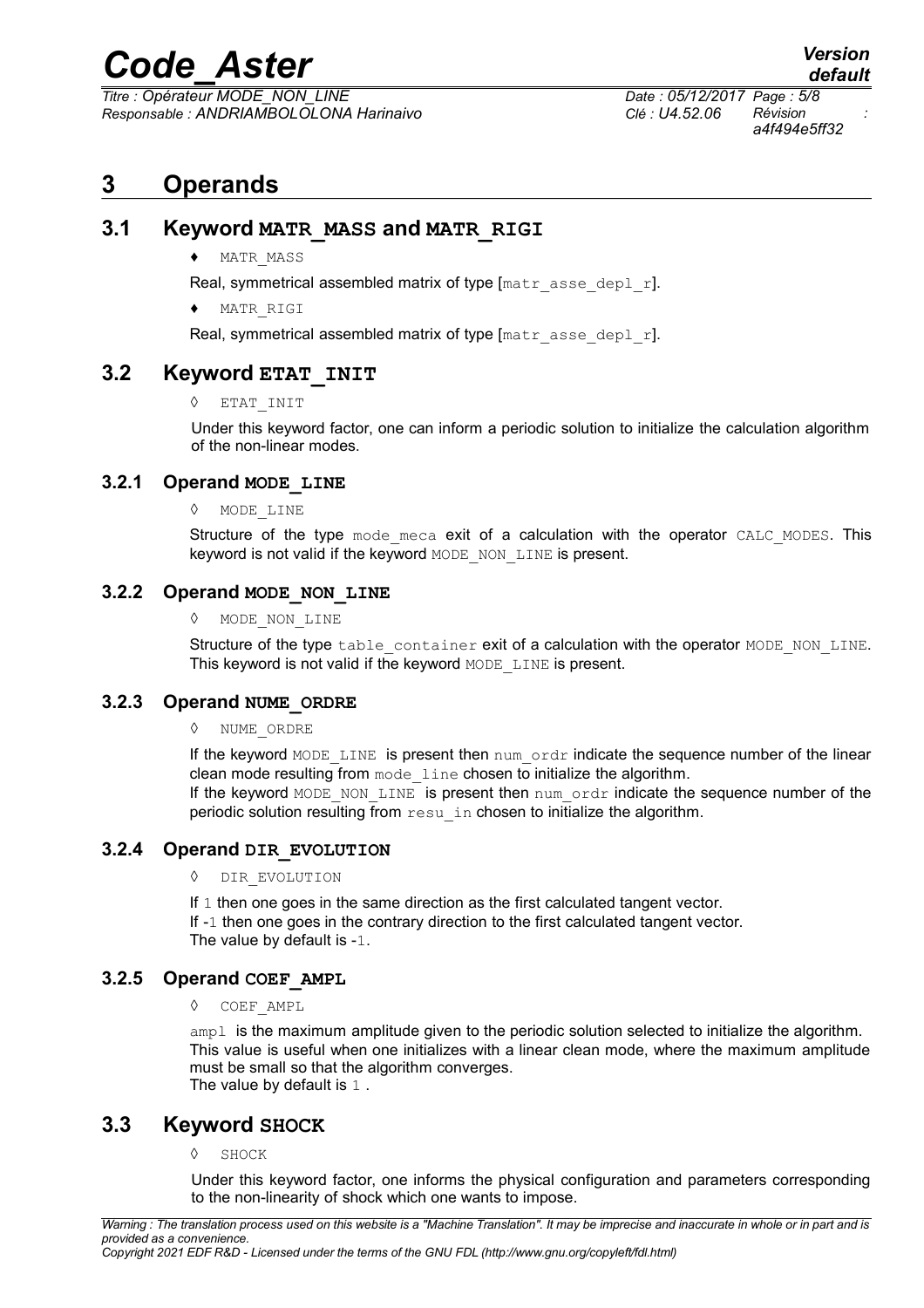# 3 Operands

## 3.1 Keyword MATR_MASS and MATR_RIGI

♦ MATR_MASS

Real, symmetrical assembled matrix of type [matr_asse_depl_r].

♦ MATR_RIGI

Real, symmetrical assembled matrix of type [matr_asse_depl_r].

## 3.2 Keyword ETAT_INIT

◊ ETAT_INIT

Under this keyword factor, one can inform a periodic solution to initialize the calculation algorithm of the non-linear modes.

### 3.2.1 Operand MODE_LINE

◊ MODE_LINE

Structure of the type mode_meca exit of a calculation with the operator CALC_MODES. This keyword is not valid if the keyword MODE_NON_LINE is present.

### 3.2.2 Operand MODE_NON_LINE

◊ MODE_NON_LINE

Structure of the type table_container exit of a calculation with the operator MODE_NON_LINE. This keyword is not valid if the keyword MODE_LINE is present.

### 3.2.3 Operand NUME_ORDRE

◊ NUME_ORDRE

If the keyword MODE_LINE is present then num_ordr indicate the sequence number of the linear clean mode resulting from mode_line chosen to initialize the algorithm.
If the keyword MODE_NON_LINE is present then num_ordr indicate the sequence number of the periodic solution resulting from resu_in chosen to initialize the algorithm.

### 3.2.4 Operand DIR_EVOLUTION

◊ DIR_EVOLUTION

If 1 then one goes in the same direction as the first calculated tangent vector.
If -1 then one goes in the contrary direction to the first calculated tangent vector.
The value by default is -1.

### 3.2.5 Operand COEF_AMPL

◊ COEF_AMPL

ampl is the maximum amplitude given to the periodic solution selected to initialize the algorithm. This value is useful when one initializes with a linear clean mode, where the maximum amplitude must be small so that the algorithm converges.
The value by default is 1 .

## 3.3 Keyword SHOCK

◊ SHOCK

Under this keyword factor, one informs the physical configuration and parameters corresponding to the non-linearity of shock which one wants to impose.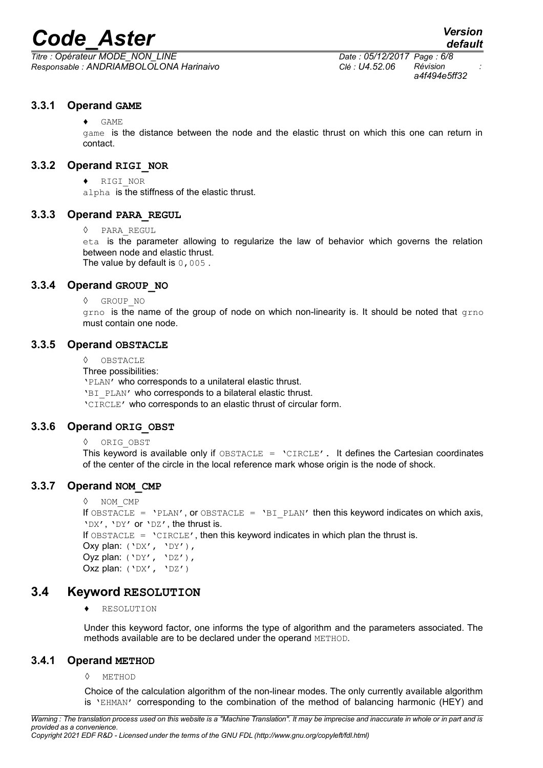### 3.3.1 Operand GAME

♦ GAME

game is the distance between the node and the elastic thrust on which this one can return in contact.

### 3.3.2 Operand RIGI_NOR

♦ RIGI_NOR

alpha is the stiffness of the elastic thrust.

### 3.3.3 Operand PARA_REGUL

◊ PARA_REGUL

eta is the parameter allowing to regularize the law of behavior which governs the relation between node and elastic thrust.
The value by default is 0,005 .

### 3.3.4 Operand GROUP_NO

◊ GROUP_NO

grno is the name of the group of node on which non-linearity is. It should be noted that grno must contain one node.

### 3.3.5 Operand OBSTACLE

◊ OBSTACLE

Three possibilities:
'PLAN' who corresponds to a unilateral elastic thrust.
'BI_PLAN' who corresponds to a bilateral elastic thrust.
'CIRCLE' who corresponds to an elastic thrust of circular form.

### 3.3.6 Operand ORIG_OBST

◊ ORIG_OBST

This keyword is available only if OBSTACLE = 'CIRCLE'. It defines the Cartesian coordinates of the center of the circle in the local reference mark whose origin is the node of shock.

### 3.3.7 Operand NOM_CMP

◊ NOM_CMP

If OBSTACLE = 'PLAN', or OBSTACLE = 'BI_PLAN' then this keyword indicates on which axis, 'DX', 'DY' or 'DZ', the thrust is.
If OBSTACLE = 'CIRCLE', then this keyword indicates in which plan the thrust is.
Oxy plan: ('DX', 'DY'),
Oyz plan: ('DY', 'DZ'),
Oxz plan: ('DX', 'DZ')

## 3.4 Keyword RESOLUTION

♦ RESOLUTION

Under this keyword factor, one informs the type of algorithm and the parameters associated. The methods available are to be declared under the operand METHOD.

### 3.4.1 Operand METHOD

◊ METHOD

Choice of the calculation algorithm of the non-linear modes. The only currently available algorithm is 'EHMAN' corresponding to the combination of the method of balancing harmonic (HEY) and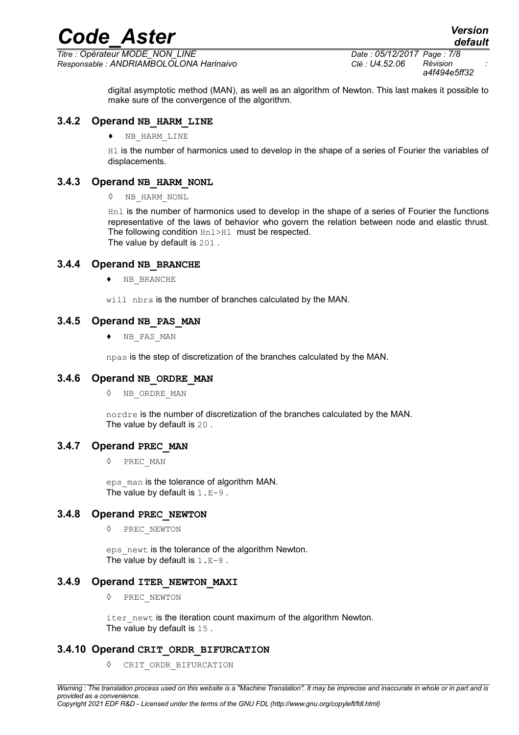digital asymptotic method (MAN), as well as an algorithm of Newton. This last makes it possible to make sure of the convergence of the algorithm.

### 3.4.2 Operand NB_HARM_LINE

♦ NB_HARM_LINE

Hl is the number of harmonics used to develop in the shape of a series of Fourier the variables of displacements.

### 3.4.3 Operand NB_HARM_NONL

◊ NB_HARM_NONL

Hnl is the number of harmonics used to develop in the shape of a series of Fourier the functions representative of the laws of behavior who govern the relation between node and elastic thrust. The following condition Hnl>Hl must be respected.
The value by default is 201 .

### 3.4.4 Operand NB_BRANCHE

♦ NB_BRANCHE

will nbra is the number of branches calculated by the MAN.

### 3.4.5 Operand NB_PAS_MAN

♦ NB_PAS_MAN

npas is the step of discretization of the branches calculated by the MAN.

### 3.4.6 Operand NB_ORDRE_MAN

◊ NB_ORDRE_MAN

nordre is the number of discretization of the branches calculated by the MAN.
The value by default is 20 .

### 3.4.7 Operand PREC_MAN

◊ PREC_MAN

eps_man is the tolerance of algorithm MAN.
The value by default is 1.E-9 .

### 3.4.8 Operand PREC_NEWTON

◊ PREC_NEWTON

eps_newt is the tolerance of the algorithm Newton.
The value by default is 1.E-8 .

### 3.4.9 Operand ITER_NEWTON_MAXI

◊ PREC_NEWTON

iter_newt is the iteration count maximum of the algorithm Newton.
The value by default is 15 .

### 3.4.10 Operand CRIT_ORDR_BIFURCATION

◊ CRIT_ORDR_BIFURCATION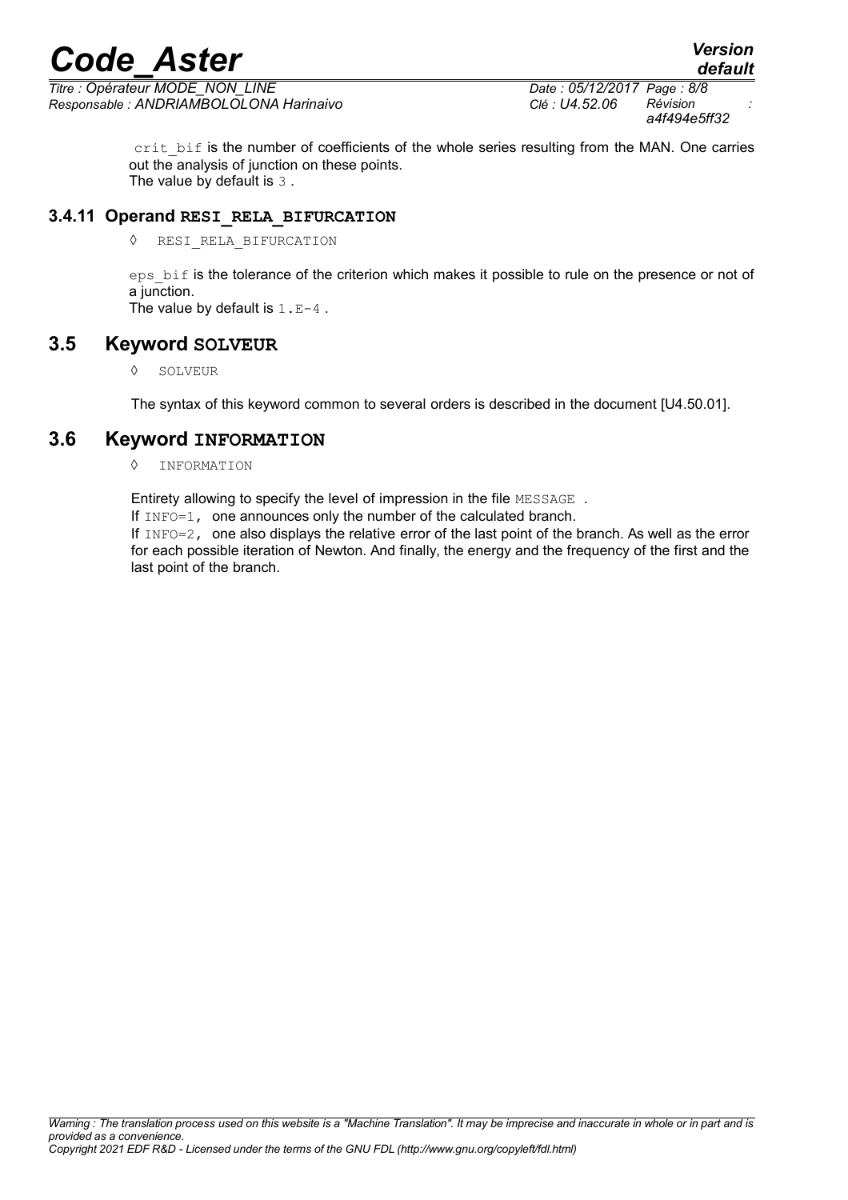crit_bif is the number of coefficients of the whole series resulting from the MAN. One carries out the analysis of junction on these points.
The value by default is 3 .

### 3.4.11 Operand RESI_RELA_BIFURCATION

◊ RESI_RELA_BIFURCATION

eps_bif is the tolerance of the criterion which makes it possible to rule on the presence or not of a junction.
The value by default is 1.E-4 .

## 3.5 Keyword SOLVEUR

◊ SOLVEUR

The syntax of this keyword common to several orders is described in the document [U4.50.01].

## 3.6 Keyword INFORMATION

◊ INFORMATION

Entirety allowing to specify the level of impression in the file MESSAGE .
If INFO=1, one announces only the number of the calculated branch.
If INFO=2, one also displays the relative error of the last point of the branch. As well as the error for each possible iteration of Newton. And finally, the energy and the frequency of the first and the last point of the branch.